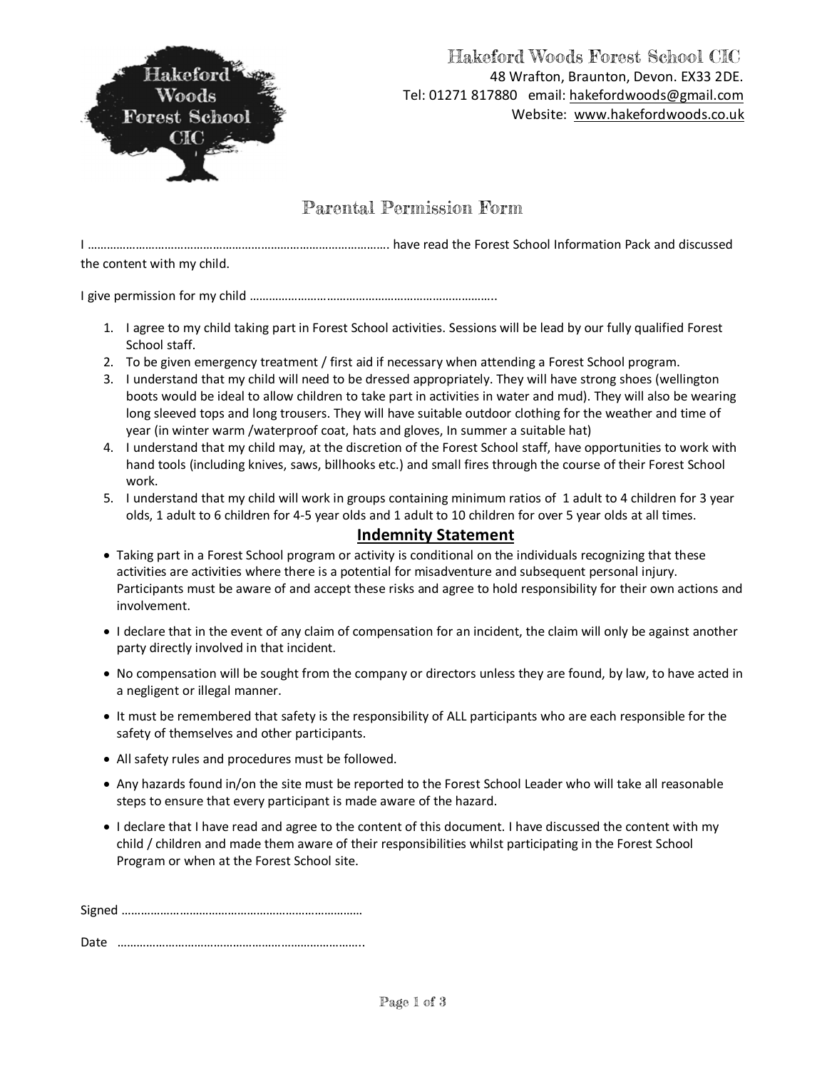Hakeford Woods Forest School CIC
48 Wrafton, Braunton, Devon. EX33 2DE.
Tel: 01271 817880 email: hakefordwoods@gmail.com
Website: www.hakefordwoods.co.uk

# Parental Permission Form

I …………………………………………………………………………………. have read the Forest School Information Pack and discussed the content with my child.

I give permission for my child …………………………………………………………………..

1. I agree to my child taking part in Forest School activities. Sessions will be lead by our fully qualified Forest School staff.
2. To be given emergency treatment / first aid if necessary when attending a Forest School program.
3. I understand that my child will need to be dressed appropriately. They will have strong shoes (wellington boots would be ideal to allow children to take part in activities in water and mud). They will also be wearing long sleeved tops and long trousers. They will have suitable outdoor clothing for the weather and time of year (in winter warm /waterproof coat, hats and gloves, In summer a suitable hat)
4. I understand that my child may, at the discretion of the Forest School staff, have opportunities to work with hand tools (including knives, saws, billhooks etc.) and small fires through the course of their Forest School work.
5. I understand that my child will work in groups containing minimum ratios of 1 adult to 4 children for 3 year olds, 1 adult to 6 children for 4-5 year olds and 1 adult to 10 children for over 5 year olds at all times.

## Indemnity Statement

- Taking part in a Forest School program or activity is conditional on the individuals recognizing that these activities are activities where there is a potential for misadventure and subsequent personal injury. Participants must be aware of and accept these risks and agree to hold responsibility for their own actions and involvement.
- I declare that in the event of any claim of compensation for an incident, the claim will only be against another party directly involved in that incident.
- No compensation will be sought from the company or directors unless they are found, by law, to have acted in a negligent or illegal manner.
- It must be remembered that safety is the responsibility of ALL participants who are each responsible for the safety of themselves and other participants.
- All safety rules and procedures must be followed.
- Any hazards found in/on the site must be reported to the Forest School Leader who will take all reasonable steps to ensure that every participant is made aware of the hazard.
- I declare that I have read and agree to the content of this document. I have discussed the content with my child / children and made them aware of their responsibilities whilst participating in the Forest School Program or when at the Forest School site.

Signed …………………………………………………………………

Date …………………………………………………………………..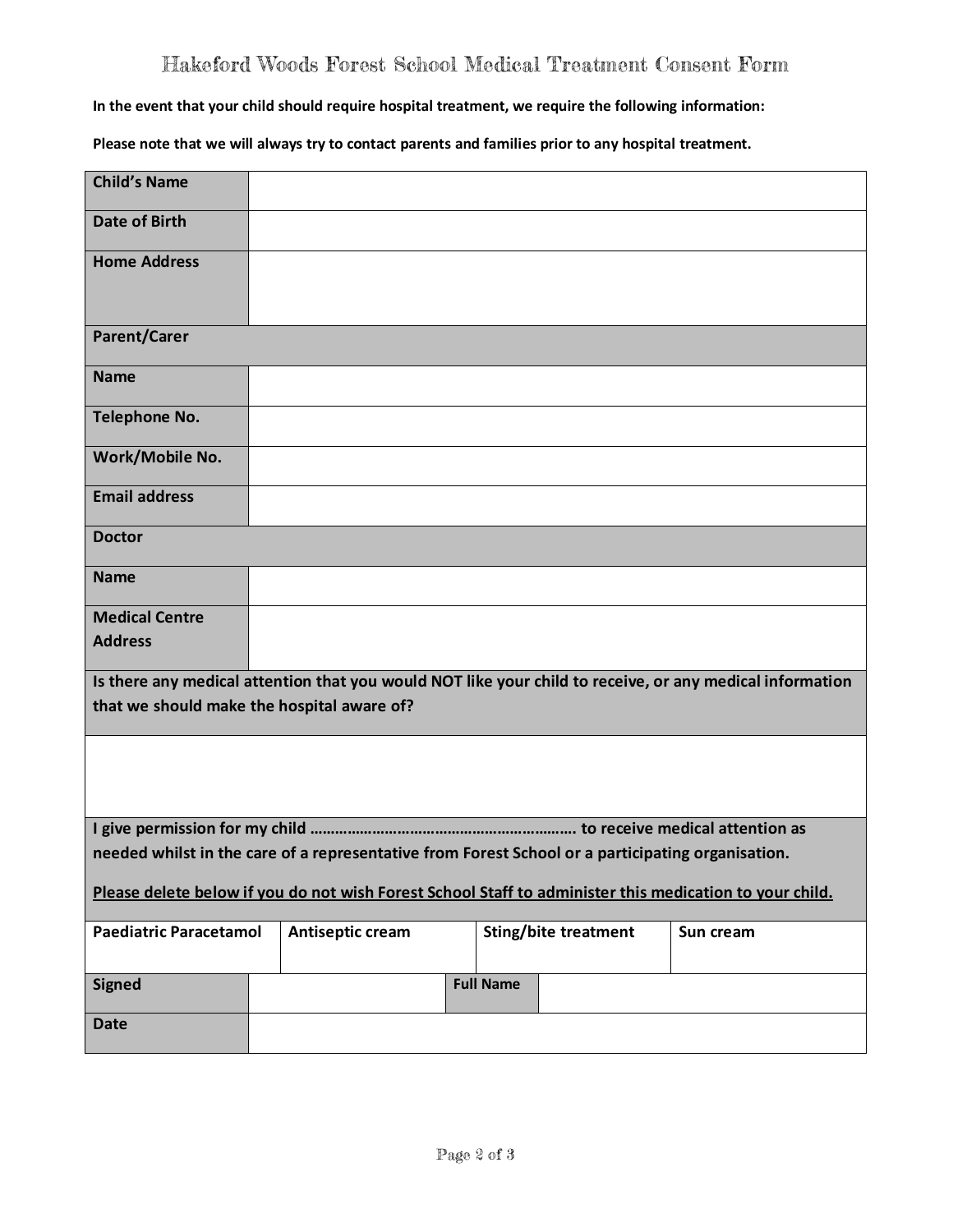# Hakeford Woods Forest School Medical Treatment Consent Form

**In the event that your child should require hospital treatment, we require the following information:**

**Please note that we will always try to contact parents and families prior to any hospital treatment.**

| | |
|---|---|
| **Child's Name** | |
| **Date of Birth** | |
| **Home Address** | |
| **Parent/Carer** | |
| **Name** | |
| **Telephone No.** | |
| **Work/Mobile No.** | |
| **Email address** | |
| **Doctor** | |
| **Name** | |
| **Medical Centre Address** | |

**Is there any medical attention that you would NOT like your child to receive, or any medical information that we should make the hospital aware of?**

&nbsp;

**I give permission for my child ……………………………………………………. to receive medical attention as needed whilst in the care of a representative from Forest School or a participating organisation.**

**<u>Please delete below if you do not wish Forest School Staff to administer this medication to your child.</u>**

| **Paediatric Paracetamol** | **Antiseptic cream** | **Sting/bite treatment** | **Sun cream** |
|---|---|---|---|

| | | | |
|---|---|---|---|
| **Signed** | | **Full Name** | |
| **Date** | | | |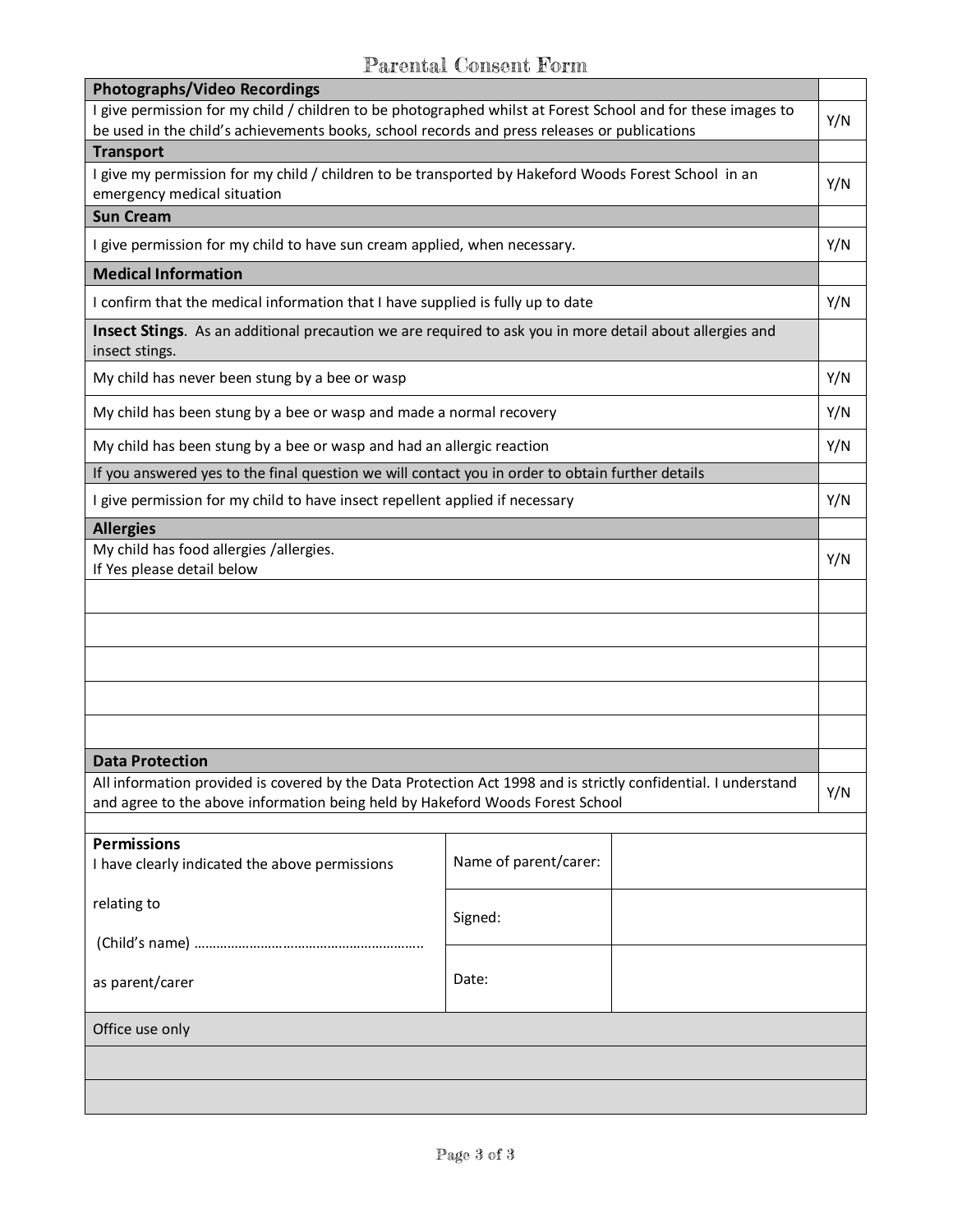# Parental Consent Form

| | |
|---|---|
| **Photographs/Video Recordings** | |
| I give permission for my child / children to be photographed whilst at Forest School and for these images to be used in the child's achievements books, school records and press releases or publications | Y/N |
| **Transport** | |
| I give my permission for my child / children to be transported by Hakeford Woods Forest School in an emergency medical situation | Y/N |
| **Sun Cream** | |
| I give permission for my child to have sun cream applied, when necessary. | Y/N |
| **Medical Information** | |
| I confirm that the medical information that I have supplied is fully up to date | Y/N |
| **Insect Stings**. As an additional precaution we are required to ask you in more detail about allergies and insect stings. | |
| My child has never been stung by a bee or wasp | Y/N |
| My child has been stung by a bee or wasp and made a normal recovery | Y/N |
| My child has been stung by a bee or wasp and had an allergic reaction | Y/N |
| If you answered yes to the final question we will contact you in order to obtain further details | |
| I give permission for my child to have insect repellent applied if necessary | Y/N |
| **Allergies** | |
| My child has food allergies /allergies. If Yes please detail below | Y/N |
| | |
| | |
| | |
| | |
| | |
| **Data Protection** | |
| All information provided is covered by the Data Protection Act 1998 and is strictly confidential. I understand and agree to the above information being held by Hakeford Woods Forest School | Y/N |

| | | |
|---|---|---|
| **Permissions** I have clearly indicated the above permissions relating to (Child's name) ………………………………………………….. as parent/carer | Name of parent/carer: | |
| | Signed: | |
| | Date: | |

| |
|---|
| Office use only |
| |
| |